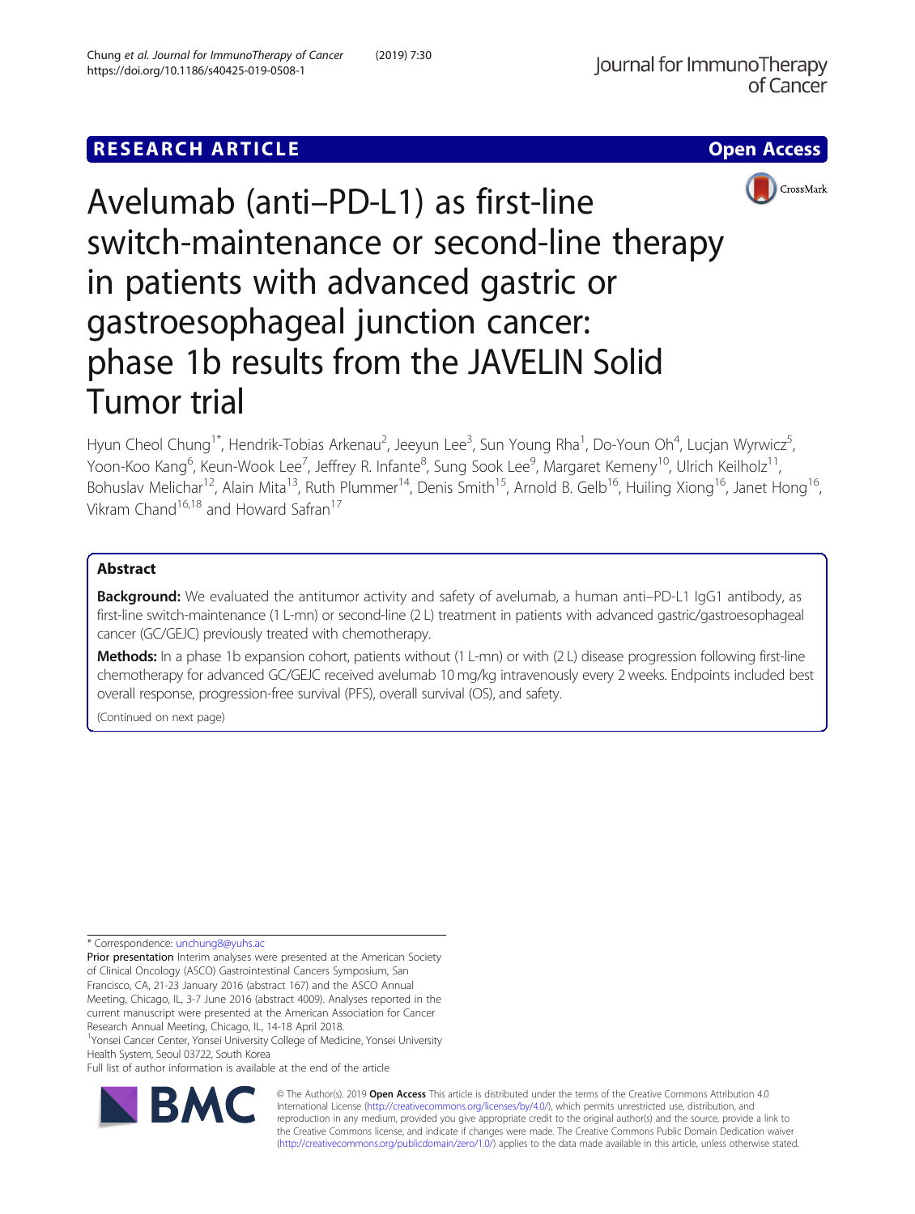RESEARCH ARTICLE

Open Access

# Avelumab (anti–PD-L1) as first-line switch-maintenance or second-line therapy in patients with advanced gastric or gastroesophageal junction cancer: phase 1b results from the JAVELIN Solid Tumor trial

Hyun Cheol Chung[1*], Hendrik-Tobias Arkenau[2], Jeeyun Lee[3], Sun Young Rha[1], Do-Youn Oh[4], Lucjan Wyrwicz[5], Yoon-Koo Kang[6], Keun-Wook Lee[7], Jeffrey R. Infante[8], Sung Sook Lee[9], Margaret Kemeny[10], Ulrich Keilholz[11], Bohuslav Melichar[12], Alain Mita[13], Ruth Plummer[14], Denis Smith[15], Arnold B. Gelb[16], Huiling Xiong[16], Janet Hong[16], Vikram Chand[16,18] and Howard Safran[17]

## Abstract

**Background:** We evaluated the antitumor activity and safety of avelumab, a human anti–PD-L1 IgG1 antibody, as first-line switch-maintenance (1 L-mn) or second-line (2 L) treatment in patients with advanced gastric/gastroesophageal cancer (GC/GEJC) previously treated with chemotherapy.

**Methods:** In a phase 1b expansion cohort, patients without (1 L-mn) or with (2 L) disease progression following first-line chemotherapy for advanced GC/GEJC received avelumab 10 mg/kg intravenously every 2 weeks. Endpoints included best overall response, progression-free survival (PFS), overall survival (OS), and safety.

(Continued on next page)

\* Correspondence: unchung8@yuhs.ac

**Prior presentation** Interim analyses were presented at the American Society of Clinical Oncology (ASCO) Gastrointestinal Cancers Symposium, San Francisco, CA, 21-23 January 2016 (abstract 167) and the ASCO Annual Meeting, Chicago, IL, 3-7 June 2016 (abstract 4009). Analyses reported in the current manuscript were presented at the American Association for Cancer Research Annual Meeting, Chicago, IL, 14-18 April 2018.

[1]Yonsei Cancer Center, Yonsei University College of Medicine, Yonsei University Health System, Seoul 03722, South Korea

Full list of author information is available at the end of the article

© The Author(s). 2019 **Open Access** This article is distributed under the terms of the Creative Commons Attribution 4.0 International License (http://creativecommons.org/licenses/by/4.0/), which permits unrestricted use, distribution, and reproduction in any medium, provided you give appropriate credit to the original author(s) and the source, provide a link to the Creative Commons license, and indicate if changes were made. The Creative Commons Public Domain Dedication waiver (http://creativecommons.org/publicdomain/zero/1.0/) applies to the data made available in this article, unless otherwise stated.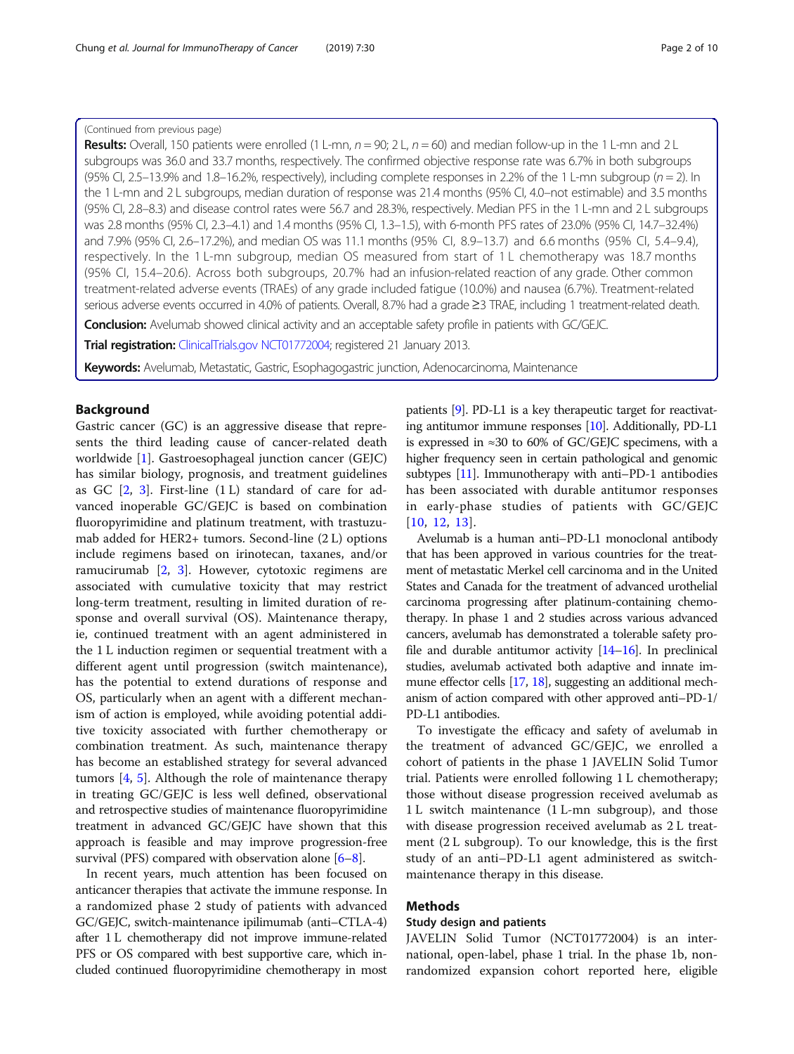(Continued from previous page)

**Results:** Overall, 150 patients were enrolled (1 L-mn, $n = 90$; 2 L, $n = 60$) and median follow-up in the 1 L-mn and 2 L subgroups was 36.0 and 33.7 months, respectively. The confirmed objective response rate was 6.7% in both subgroups (95% CI, 2.5–13.9% and 1.8–16.2%, respectively), including complete responses in 2.2% of the 1 L-mn subgroup ($n = 2$). In the 1 L-mn and 2 L subgroups, median duration of response was 21.4 months (95% CI, 4.0–not estimable) and 3.5 months (95% CI, 2.8–8.3) and disease control rates were 56.7 and 28.3%, respectively. Median PFS in the 1 L-mn and 2 L subgroups was 2.8 months (95% CI, 2.3–4.1) and 1.4 months (95% CI, 1.3–1.5), with 6-month PFS rates of 23.0% (95% CI, 14.7–32.4%) and 7.9% (95% CI, 2.6–17.2%), and median OS was 11.1 months (95% CI, 8.9–13.7) and 6.6 months (95% CI, 5.4–9.4), respectively. In the 1 L-mn subgroup, median OS measured from start of 1 L chemotherapy was 18.7 months (95% CI, 15.4–20.6). Across both subgroups, 20.7% had an infusion-related reaction of any grade. Other common treatment-related adverse events (TRAEs) of any grade included fatigue (10.0%) and nausea (6.7%). Treatment-related serious adverse events occurred in 4.0% of patients. Overall, 8.7% had a grade ≥3 TRAE, including 1 treatment-related death.

**Conclusion:** Avelumab showed clinical activity and an acceptable safety profile in patients with GC/GEJC.

**Trial registration:** ClinicalTrials.gov NCT01772004; registered 21 January 2013.

**Keywords:** Avelumab, Metastatic, Gastric, Esophagogastric junction, Adenocarcinoma, Maintenance

## Background

Gastric cancer (GC) is an aggressive disease that represents the third leading cause of cancer-related death worldwide [1]. Gastroesophageal junction cancer (GEJC) has similar biology, prognosis, and treatment guidelines as GC [2, 3]. First-line (1 L) standard of care for advanced inoperable GC/GEJC is based on combination fluoropyrimidine and platinum treatment, with trastuzumab added for HER2+ tumors. Second-line (2 L) options include regimens based on irinotecan, taxanes, and/or ramucirumab [2, 3]. However, cytotoxic regimens are associated with cumulative toxicity that may restrict long-term treatment, resulting in limited duration of response and overall survival (OS). Maintenance therapy, ie, continued treatment with an agent administered in the 1 L induction regimen or sequential treatment with a different agent until progression (switch maintenance), has the potential to extend durations of response and OS, particularly when an agent with a different mechanism of action is employed, while avoiding potential additive toxicity associated with further chemotherapy or combination treatment. As such, maintenance therapy has become an established strategy for several advanced tumors [4, 5]. Although the role of maintenance therapy in treating GC/GEJC is less well defined, observational and retrospective studies of maintenance fluoropyrimidine treatment in advanced GC/GEJC have shown that this approach is feasible and may improve progression-free survival (PFS) compared with observation alone [6–8].

In recent years, much attention has been focused on anticancer therapies that activate the immune response. In a randomized phase 2 study of patients with advanced GC/GEJC, switch-maintenance ipilimumab (anti–CTLA-4) after 1 L chemotherapy did not improve immune-related PFS or OS compared with best supportive care, which included continued fluoropyrimidine chemotherapy in most patients [9]. PD-L1 is a key therapeutic target for reactivating antitumor immune responses [10]. Additionally, PD-L1 is expressed in ≈30 to 60% of GC/GEJC specimens, with a higher frequency seen in certain pathological and genomic subtypes [11]. Immunotherapy with anti–PD-1 antibodies has been associated with durable antitumor responses in early-phase studies of patients with GC/GEJC [10, 12, 13].

Avelumab is a human anti–PD-L1 monoclonal antibody that has been approved in various countries for the treatment of metastatic Merkel cell carcinoma and in the United States and Canada for the treatment of advanced urothelial carcinoma progressing after platinum-containing chemotherapy. In phase 1 and 2 studies across various advanced cancers, avelumab has demonstrated a tolerable safety profile and durable antitumor activity [14–16]. In preclinical studies, avelumab activated both adaptive and innate immune effector cells [17, 18], suggesting an additional mechanism of action compared with other approved anti–PD-1/PD-L1 antibodies.

To investigate the efficacy and safety of avelumab in the treatment of advanced GC/GEJC, we enrolled a cohort of patients in the phase 1 JAVELIN Solid Tumor trial. Patients were enrolled following 1 L chemotherapy; those without disease progression received avelumab as 1 L switch maintenance (1 L-mn subgroup), and those with disease progression received avelumab as 2 L treatment (2 L subgroup). To our knowledge, this is the first study of an anti–PD-L1 agent administered as switch-maintenance therapy in this disease.

## Methods

### Study design and patients

JAVELIN Solid Tumor (NCT01772004) is an international, open-label, phase 1 trial. In the phase 1b, nonrandomized expansion cohort reported here, eligible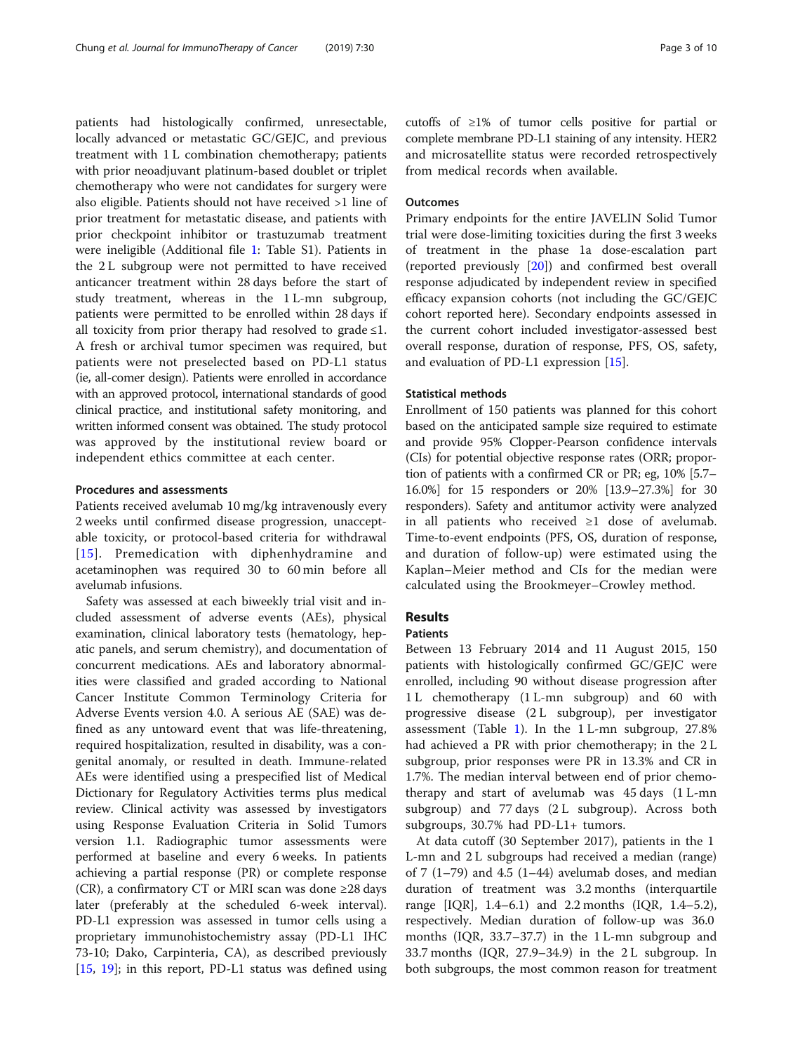patients had histologically confirmed, unresectable, locally advanced or metastatic GC/GEJC, and previous treatment with 1 L combination chemotherapy; patients with prior neoadjuvant platinum-based doublet or triplet chemotherapy who were not candidates for surgery were also eligible. Patients should not have received >1 line of prior treatment for metastatic disease, and patients with prior checkpoint inhibitor or trastuzumab treatment were ineligible (Additional file 1: Table S1). Patients in the 2 L subgroup were not permitted to have received anticancer treatment within 28 days before the start of study treatment, whereas in the 1 L-mn subgroup, patients were permitted to be enrolled within 28 days if all toxicity from prior therapy had resolved to grade ≤1. A fresh or archival tumor specimen was required, but patients were not preselected based on PD-L1 status (ie, all-comer design). Patients were enrolled in accordance with an approved protocol, international standards of good clinical practice, and institutional safety monitoring, and written informed consent was obtained. The study protocol was approved by the institutional review board or independent ethics committee at each center.

### Procedures and assessments

Patients received avelumab 10 mg/kg intravenously every 2 weeks until confirmed disease progression, unacceptable toxicity, or protocol-based criteria for withdrawal [15]. Premedication with diphenhydramine and acetaminophen was required 30 to 60 min before all avelumab infusions.

Safety was assessed at each biweekly trial visit and included assessment of adverse events (AEs), physical examination, clinical laboratory tests (hematology, hepatic panels, and serum chemistry), and documentation of concurrent medications. AEs and laboratory abnormalities were classified and graded according to National Cancer Institute Common Terminology Criteria for Adverse Events version 4.0. A serious AE (SAE) was defined as any untoward event that was life-threatening, required hospitalization, resulted in disability, was a congenital anomaly, or resulted in death. Immune-related AEs were identified using a prespecified list of Medical Dictionary for Regulatory Activities terms plus medical review. Clinical activity was assessed by investigators using Response Evaluation Criteria in Solid Tumors version 1.1. Radiographic tumor assessments were performed at baseline and every 6 weeks. In patients achieving a partial response (PR) or complete response (CR), a confirmatory CT or MRI scan was done ≥28 days later (preferably at the scheduled 6-week interval). PD-L1 expression was assessed in tumor cells using a proprietary immunohistochemistry assay (PD-L1 IHC 73-10; Dako, Carpinteria, CA), as described previously [15, 19]; in this report, PD-L1 status was defined using cutoffs of ≥1% of tumor cells positive for partial or complete membrane PD-L1 staining of any intensity. HER2 and microsatellite status were recorded retrospectively from medical records when available.

### Outcomes

Primary endpoints for the entire JAVELIN Solid Tumor trial were dose-limiting toxicities during the first 3 weeks of treatment in the phase 1a dose-escalation part (reported previously [20]) and confirmed best overall response adjudicated by independent review in specified efficacy expansion cohorts (not including the GC/GEJC cohort reported here). Secondary endpoints assessed in the current cohort included investigator-assessed best overall response, duration of response, PFS, OS, safety, and evaluation of PD-L1 expression [15].

### Statistical methods

Enrollment of 150 patients was planned for this cohort based on the anticipated sample size required to estimate and provide 95% Clopper-Pearson confidence intervals (CIs) for potential objective response rates (ORR; proportion of patients with a confirmed CR or PR; eg, 10% [5.7–16.0%] for 15 responders or 20% [13.9–27.3%] for 30 responders). Safety and antitumor activity were analyzed in all patients who received ≥1 dose of avelumab. Time-to-event endpoints (PFS, OS, duration of response, and duration of follow-up) were estimated using the Kaplan–Meier method and CIs for the median were calculated using the Brookmeyer–Crowley method.

## Results

### Patients

Between 13 February 2014 and 11 August 2015, 150 patients with histologically confirmed GC/GEJC were enrolled, including 90 without disease progression after 1 L chemotherapy (1 L-mn subgroup) and 60 with progressive disease (2 L subgroup), per investigator assessment (Table 1). In the 1 L-mn subgroup, 27.8% had achieved a PR with prior chemotherapy; in the 2 L subgroup, prior responses were PR in 13.3% and CR in 1.7%. The median interval between end of prior chemotherapy and start of avelumab was 45 days (1 L-mn subgroup) and 77 days (2 L subgroup). Across both subgroups, 30.7% had PD-L1+ tumors.

At data cutoff (30 September 2017), patients in the 1 L-mn and 2 L subgroups had received a median (range) of 7 (1–79) and 4.5 (1–44) avelumab doses, and median duration of treatment was 3.2 months (interquartile range [IQR], 1.4–6.1) and 2.2 months (IQR, 1.4–5.2), respectively. Median duration of follow-up was 36.0 months (IQR, 33.7–37.7) in the 1 L-mn subgroup and 33.7 months (IQR, 27.9–34.9) in the 2 L subgroup. In both subgroups, the most common reason for treatment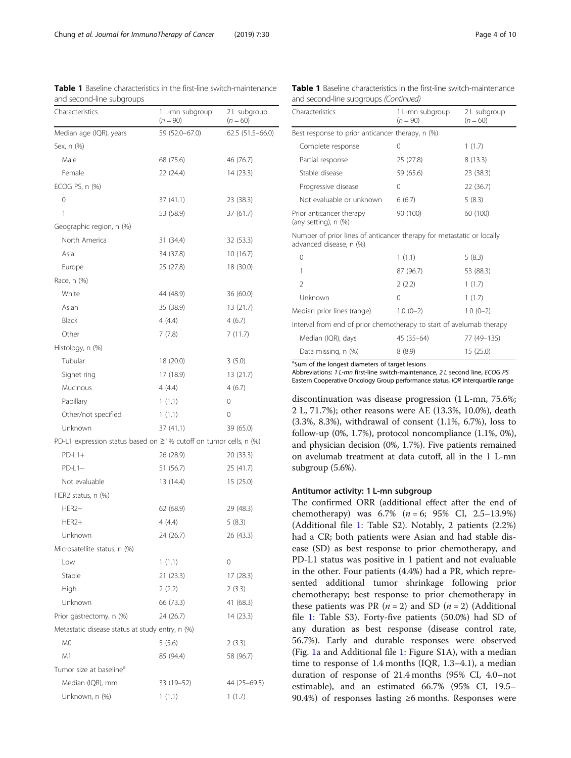**Table 1** Baseline characteristics in the first-line switch-maintenance and second-line subgroups

| Characteristics | 1 L-mn subgroup ($n = 90$) | 2 L subgroup ($n = 60$) |
|---|---|---|
| Median age (IQR), years | 59 (52.0–67.0) | 62.5 (51.5–66.0) |
| Sex, n (%) | | |
| Male | 68 (75.6) | 46 (76.7) |
| Female | 22 (24.4) | 14 (23.3) |
| ECOG PS, n (%) | | |
| 0 | 37 (41.1) | 23 (38.3) |
| 1 | 53 (58.9) | 37 (61.7) |
| Geographic region, n (%) | | |
| North America | 31 (34.4) | 32 (53.3) |
| Asia | 34 (37.8) | 10 (16.7) |
| Europe | 25 (27.8) | 18 (30.0) |
| Race, n (%) | | |
| White | 44 (48.9) | 36 (60.0) |
| Asian | 35 (38.9) | 13 (21.7) |
| Black | 4 (4.4) | 4 (6.7) |
| Other | 7 (7.8) | 7 (11.7) |
| Histology, n (%) | | |
| Tubular | 18 (20.0) | 3 (5.0) |
| Signet ring | 17 (18.9) | 13 (21.7) |
| Mucinous | 4 (4.4) | 4 (6.7) |
| Papillary | 1 (1.1) | 0 |
| Other/not specified | 1 (1.1) | 0 |
| Unknown | 37 (41.1) | 39 (65.0) |
| PD-L1 expression status based on ≥1% cutoff on tumor cells, n (%) | | |
| PD-L1+ | 26 (28.9) | 20 (33.3) |
| PD-L1− | 51 (56.7) | 25 (41.7) |
| Not evaluable | 13 (14.4) | 15 (25.0) |
| HER2 status, n (%) | | |
| HER2− | 62 (68.9) | 29 (48.3) |
| HER2+ | 4 (4.4) | 5 (8.3) |
| Unknown | 24 (26.7) | 26 (43.3) |
| Microsatellite status, n (%) | | |
| Low | 1 (1.1) | 0 |
| Stable | 21 (23.3) | 17 (28.3) |
| High | 2 (2.2) | 2 (3.3) |
| Unknown | 66 (73.3) | 41 (68.3) |
| Prior gastrectomy, n (%) | 24 (26.7) | 14 (23.3) |
| Metastatic disease status at study entry, n (%) | | |
| M0 | 5 (5.6) | 2 (3.3) |
| M1 | 85 (94.4) | 58 (96.7) |
| Tumor size at baseline[a] | | |
| Median (IQR), mm | 33 (19–52) | 44 (25–69.5) |
| Unknown, n (%) | 1 (1.1) | 1 (1.7) |
| Best response to prior anticancer therapy, n (%) | | |
| Complete response | 0 | 1 (1.7) |
| Partial response | 25 (27.8) | 8 (13.3) |
| Stable disease | 59 (65.6) | 23 (38.3) |
| Progressive disease | 0 | 22 (36.7) |
| Not evaluable or unknown | 6 (6.7) | 5 (8.3) |
| Prior anticancer therapy (any setting), n (%) | 90 (100) | 60 (100) |
| Number of prior lines of anticancer therapy for metastatic or locally advanced disease, n (%) | | |
| 0 | 1 (1.1) | 5 (8.3) |
| 1 | 87 (96.7) | 53 (88.3) |
| 2 | 2 (2.2) | 1 (1.7) |
| Unknown | 0 | 1 (1.7) |
| Median prior lines (range) | 1.0 (0–2) | 1.0 (0–2) |
| Interval from end of prior chemotherapy to start of avelumab therapy | | |
| Median (IQR), days | 45 (35–64) | 77 (49–135) |
| Data missing, n (%) | 8 (8.9) | 15 (25.0) |

[a]Sum of the longest diameters of target lesions

Abbreviations: *1 L-mn* first-line switch-maintenance, *2 L* second line, *ECOG PS* Eastern Cooperative Oncology Group performance status, *IQR* interquartile range

discontinuation was disease progression (1 L-mn, 75.6%; 2 L, 71.7%); other reasons were AE (13.3%, 10.0%), death (3.3%, 8.3%), withdrawal of consent (1.1%, 6.7%), loss to follow-up (0%, 1.7%), protocol noncompliance (1.1%, 0%), and physician decision (0%, 1.7%). Five patients remained on avelumab treatment at data cutoff, all in the 1 L-mn subgroup (5.6%).

### Antitumor activity: 1 L-mn subgroup

The confirmed ORR (additional effect after the end of chemotherapy) was 6.7% ($n = 6$; 95% CI, 2.5–13.9%) (Additional file 1: Table S2). Notably, 2 patients (2.2%) had a CR; both patients were Asian and had stable disease (SD) as best response to prior chemotherapy, and PD-L1 status was positive in 1 patient and not evaluable in the other. Four patients (4.4%) had a PR, which represented additional tumor shrinkage following prior chemotherapy; best response to prior chemotherapy in these patients was PR ($n = 2$) and SD ($n = 2$) (Additional file 1: Table S3). Forty-five patients (50.0%) had SD of any duration as best response (disease control rate, 56.7%). Early and durable responses were observed (Fig. 1a and Additional file 1: Figure S1A), with a median time to response of 1.4 months (IQR, 1.3–4.1), a median duration of response of 21.4 months (95% CI, 4.0–not estimable), and an estimated 66.7% (95% CI, 19.5–90.4%) of responses lasting ≥6 months. Responses were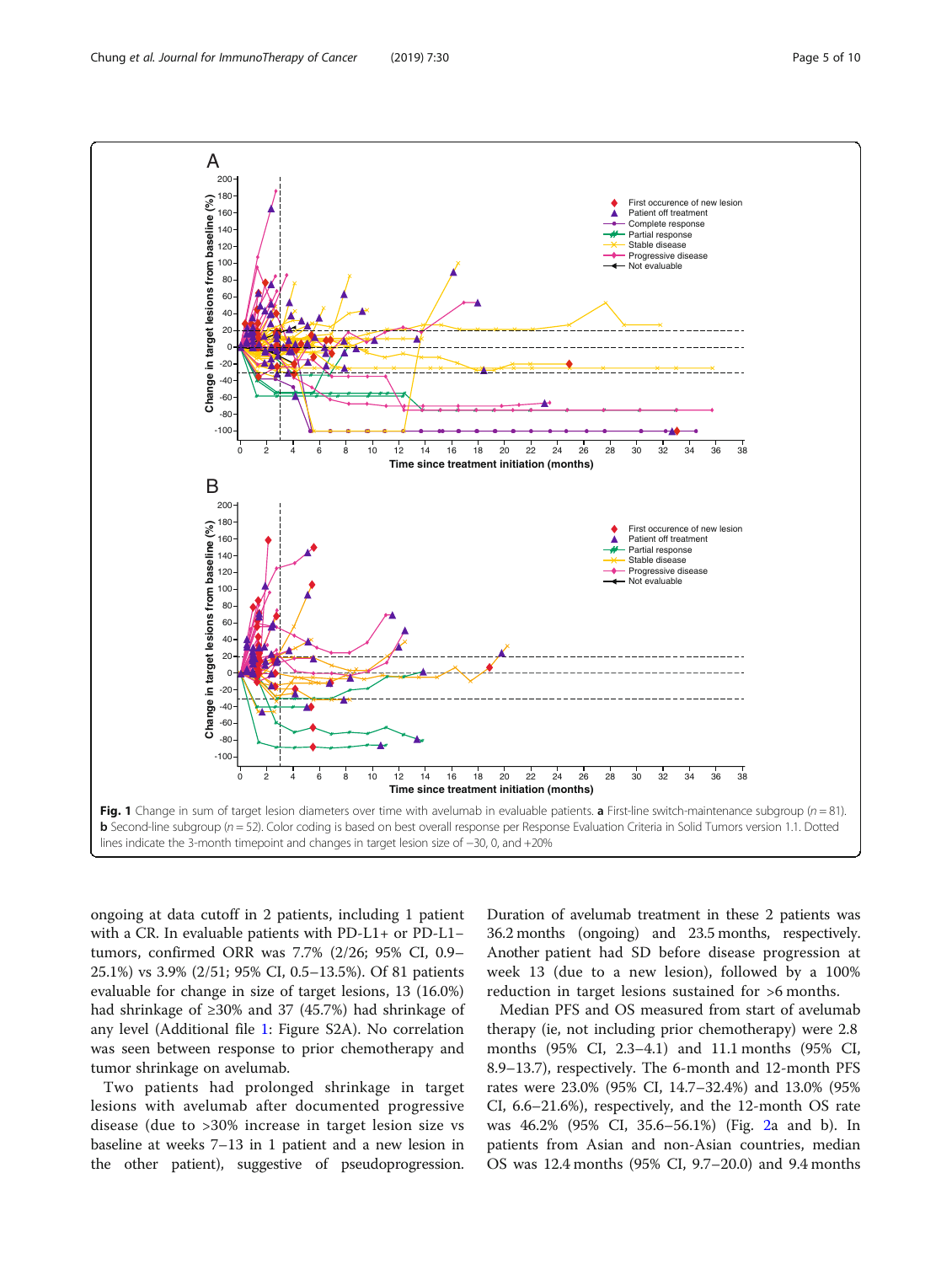Fig. 1 Change in sum of target lesion diameters over time with avelumab in evaluable patients. **a** First-line switch-maintenance subgroup ($n = 81$). **b** Second-line subgroup ($n = 52$). Color coding is based on best overall response per Response Evaluation Criteria in Solid Tumors version 1.1. Dotted lines indicate the 3-month timepoint and changes in target lesion size of −30, 0, and +20%

ongoing at data cutoff in 2 patients, including 1 patient with a CR. In evaluable patients with PD-L1+ or PD-L1− tumors, confirmed ORR was 7.7% (2/26; 95% CI, 0.9–25.1%) vs 3.9% (2/51; 95% CI, 0.5–13.5%). Of 81 patients evaluable for change in size of target lesions, 13 (16.0%) had shrinkage of ≥30% and 37 (45.7%) had shrinkage of any level (Additional file 1: Figure S2A). No correlation was seen between response to prior chemotherapy and tumor shrinkage on avelumab.

Two patients had prolonged shrinkage in target lesions with avelumab after documented progressive disease (due to >30% increase in target lesion size vs baseline at weeks 7–13 in 1 patient and a new lesion in the other patient), suggestive of pseudoprogression. Duration of avelumab treatment in these 2 patients was 36.2 months (ongoing) and 23.5 months, respectively. Another patient had SD before disease progression at week 13 (due to a new lesion), followed by a 100% reduction in target lesions sustained for >6 months.

Median PFS and OS measured from start of avelumab therapy (ie, not including prior chemotherapy) were 2.8 months (95% CI, 2.3–4.1) and 11.1 months (95% CI, 8.9–13.7), respectively. The 6-month and 12-month PFS rates were 23.0% (95% CI, 14.7–32.4%) and 13.0% (95% CI, 6.6–21.6%), respectively, and the 12-month OS rate was 46.2% (95% CI, 35.6–56.1%) (Fig. 2a and b). In patients from Asian and non-Asian countries, median OS was 12.4 months (95% CI, 9.7–20.0) and 9.4 months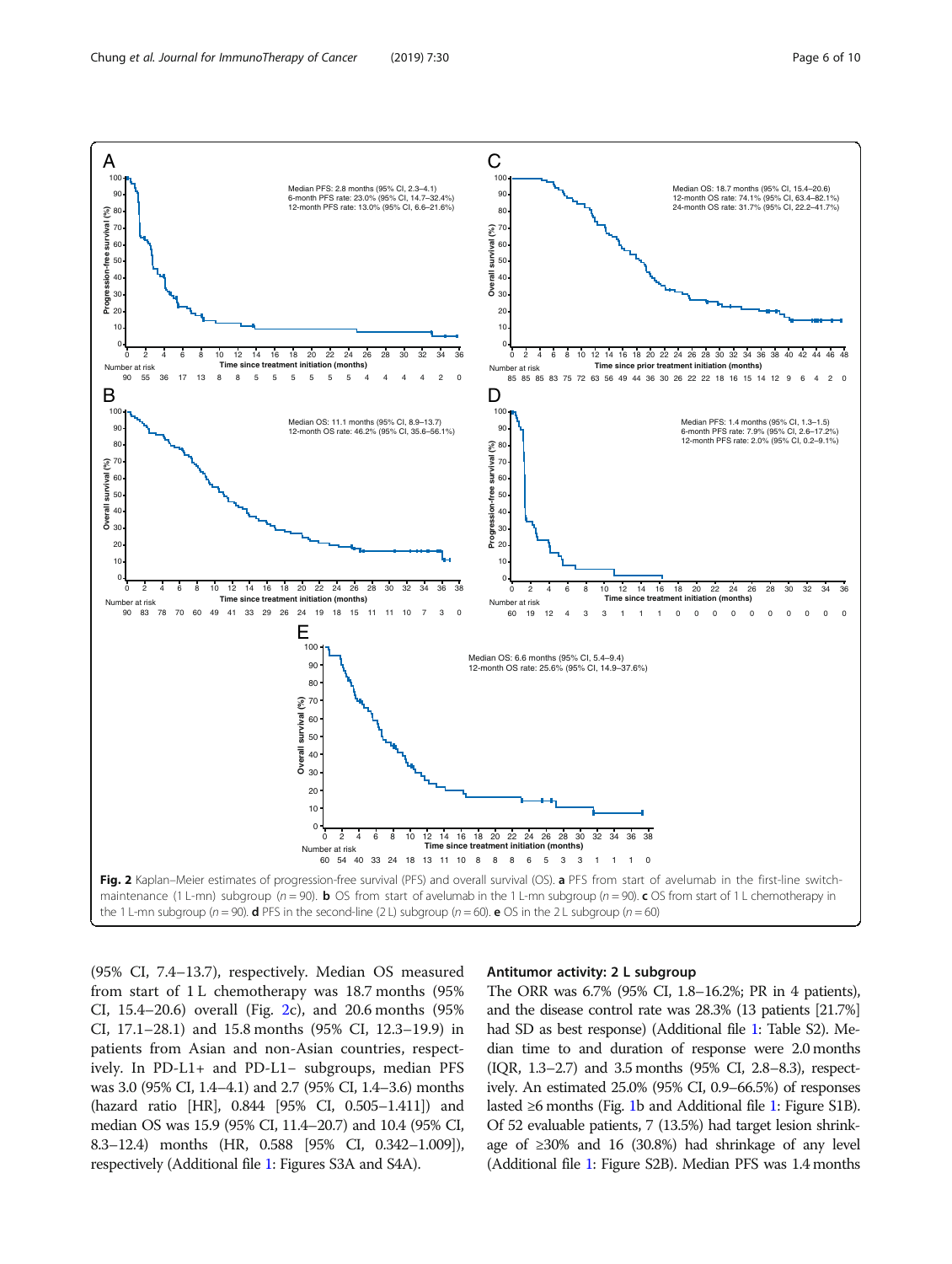**Fig. 2** Kaplan–Meier estimates of progression-free survival (PFS) and overall survival (OS). **a** PFS from start of avelumab in the first-line switch-maintenance (1 L-mn) subgroup (*n* = 90). **b** OS from start of avelumab in the 1 L-mn subgroup (*n* = 90). **c** OS from start of 1 L chemotherapy in the 1 L-mn subgroup (*n* = 90). **d** PFS in the second-line (2 L) subgroup (*n* = 60). **e** OS in the 2 L subgroup (*n* = 60)

(95% CI, 7.4–13.7), respectively. Median OS measured from start of 1 L chemotherapy was 18.7 months (95% CI, 15.4–20.6) overall (Fig. 2c), and 20.6 months (95% CI, 17.1–28.1) and 15.8 months (95% CI, 12.3–19.9) in patients from Asian and non-Asian countries, respectively. In PD-L1+ and PD-L1− subgroups, median PFS was 3.0 (95% CI, 1.4–4.1) and 2.7 (95% CI, 1.4–3.6) months (hazard ratio [HR], 0.844 [95% CI, 0.505–1.411]) and median OS was 15.9 (95% CI, 11.4–20.7) and 10.4 (95% CI, 8.3–12.4) months (HR, 0.588 [95% CI, 0.342–1.009]), respectively (Additional file 1: Figures S3A and S4A).

### Antitumor activity: 2 L subgroup

The ORR was 6.7% (95% CI, 1.8–16.2%; PR in 4 patients), and the disease control rate was 28.3% (13 patients [21.7%] had SD as best response) (Additional file 1: Table S2). Median time to and duration of response were 2.0 months (IQR, 1.3–2.7) and 3.5 months (95% CI, 2.8–8.3), respectively. An estimated 25.0% (95% CI, 0.9–66.5%) of responses lasted ≥6 months (Fig. 1b and Additional file 1: Figure S1B). Of 52 evaluable patients, 7 (13.5%) had target lesion shrinkage of ≥30% and 16 (30.8%) had shrinkage of any level (Additional file 1: Figure S2B). Median PFS was 1.4 months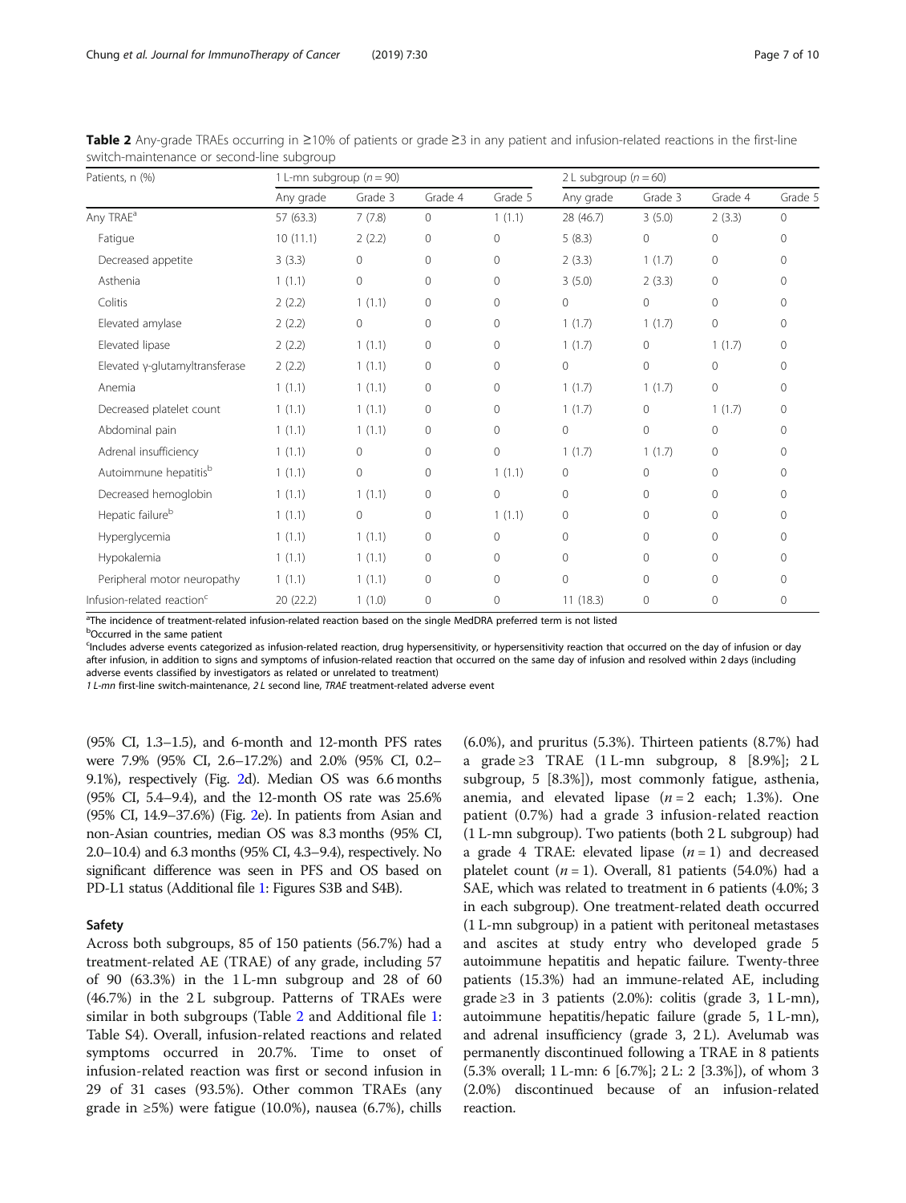**Table 2** Any-grade TRAEs occurring in ≥10% of patients or grade ≥3 in any patient and infusion-related reactions in the first-line switch-maintenance or second-line subgroup

| Patients, n (%) | 1 L-mn subgroup (n = 90) | | | | 2 L subgroup (n = 60) | | | |
|---|---|---|---|---|---|---|---|---|
| | Any grade | Grade 3 | Grade 4 | Grade 5 | Any grade | Grade 3 | Grade 4 | Grade 5 |
| Any TRAE[a] | 57 (63.3) | 7 (7.8) | 0 | 1 (1.1) | 28 (46.7) | 3 (5.0) | 2 (3.3) | 0 |
| Fatigue | 10 (11.1) | 2 (2.2) | 0 | 0 | 5 (8.3) | 0 | 0 | 0 |
| Decreased appetite | 3 (3.3) | 0 | 0 | 0 | 2 (3.3) | 1 (1.7) | 0 | 0 |
| Asthenia | 1 (1.1) | 0 | 0 | 0 | 3 (5.0) | 2 (3.3) | 0 | 0 |
| Colitis | 2 (2.2) | 1 (1.1) | 0 | 0 | 0 | 0 | 0 | 0 |
| Elevated amylase | 2 (2.2) | 0 | 0 | 0 | 1 (1.7) | 1 (1.7) | 0 | 0 |
| Elevated lipase | 2 (2.2) | 1 (1.1) | 0 | 0 | 1 (1.7) | 0 | 1 (1.7) | 0 |
| Elevated γ-glutamyltransferase | 2 (2.2) | 1 (1.1) | 0 | 0 | 0 | 0 | 0 | 0 |
| Anemia | 1 (1.1) | 1 (1.1) | 0 | 0 | 1 (1.7) | 1 (1.7) | 0 | 0 |
| Decreased platelet count | 1 (1.1) | 1 (1.1) | 0 | 0 | 1 (1.7) | 0 | 1 (1.7) | 0 |
| Abdominal pain | 1 (1.1) | 1 (1.1) | 0 | 0 | 0 | 0 | 0 | 0 |
| Adrenal insufficiency | 1 (1.1) | 0 | 0 | 0 | 1 (1.7) | 1 (1.7) | 0 | 0 |
| Autoimmune hepatitis[b] | 1 (1.1) | 0 | 0 | 1 (1.1) | 0 | 0 | 0 | 0 |
| Decreased hemoglobin | 1 (1.1) | 1 (1.1) | 0 | 0 | 0 | 0 | 0 | 0 |
| Hepatic failure[b] | 1 (1.1) | 0 | 0 | 1 (1.1) | 0 | 0 | 0 | 0 |
| Hyperglycemia | 1 (1.1) | 1 (1.1) | 0 | 0 | 0 | 0 | 0 | 0 |
| Hypokalemia | 1 (1.1) | 1 (1.1) | 0 | 0 | 0 | 0 | 0 | 0 |
| Peripheral motor neuropathy | 1 (1.1) | 1 (1.1) | 0 | 0 | 0 | 0 | 0 | 0 |
| Infusion-related reaction[c] | 20 (22.2) | 1 (1.0) | 0 | 0 | 11 (18.3) | 0 | 0 | 0 |

[a]The incidence of treatment-related infusion-related reaction based on the single MedDRA preferred term is not listed

[b]Occurred in the same patient

[c]Includes adverse events categorized as infusion-related reaction, drug hypersensitivity, or hypersensitivity reaction that occurred on the day of infusion or day after infusion, in addition to signs and symptoms of infusion-related reaction that occurred on the same day of infusion and resolved within 2 days (including adverse events classified by investigators as related or unrelated to treatment)

*1 L-mn* first-line switch-maintenance, *2 L* second line, *TRAE* treatment-related adverse event

(95% CI, 1.3–1.5), and 6-month and 12-month PFS rates were 7.9% (95% CI, 2.6–17.2%) and 2.0% (95% CI, 0.2–9.1%), respectively (Fig. 2d). Median OS was 6.6 months (95% CI, 5.4–9.4), and the 12-month OS rate was 25.6% (95% CI, 14.9–37.6%) (Fig. 2e). In patients from Asian and non-Asian countries, median OS was 8.3 months (95% CI, 2.0–10.4) and 6.3 months (95% CI, 4.3–9.4), respectively. No significant difference was seen in PFS and OS based on PD-L1 status (Additional file 1: Figures S3B and S4B).

## Safety

Across both subgroups, 85 of 150 patients (56.7%) had a treatment-related AE (TRAE) of any grade, including 57 of 90 (63.3%) in the 1 L-mn subgroup and 28 of 60 (46.7%) in the 2 L subgroup. Patterns of TRAEs were similar in both subgroups (Table 2 and Additional file 1: Table S4). Overall, infusion-related reactions and related symptoms occurred in 20.7%. Time to onset of infusion-related reaction was first or second infusion in 29 of 31 cases (93.5%). Other common TRAEs (any grade in ≥5%) were fatigue (10.0%), nausea (6.7%), chills (6.0%), and pruritus (5.3%). Thirteen patients (8.7%) had a grade ≥3 TRAE (1 L-mn subgroup, 8 [8.9%]; 2 L subgroup, 5 [8.3%]), most commonly fatigue, asthenia, anemia, and elevated lipase ($n = 2$ each; 1.3%). One patient (0.7%) had a grade 3 infusion-related reaction (1 L-mn subgroup). Two patients (both 2 L subgroup) had a grade 4 TRAE: elevated lipase ($n = 1$) and decreased platelet count ($n = 1$). Overall, 81 patients (54.0%) had a SAE, which was related to treatment in 6 patients (4.0%; 3 in each subgroup). One treatment-related death occurred (1 L-mn subgroup) in a patient with peritoneal metastases and ascites at study entry who developed grade 5 autoimmune hepatitis and hepatic failure. Twenty-three patients (15.3%) had an immune-related AE, including grade ≥3 in 3 patients (2.0%): colitis (grade 3, 1 L-mn), autoimmune hepatitis/hepatic failure (grade 5, 1 L-mn), and adrenal insufficiency (grade 3, 2 L). Avelumab was permanently discontinued following a TRAE in 8 patients (5.3% overall; 1 L-mn: 6 [6.7%]; 2 L: 2 [3.3%]), of whom 3 (2.0%) discontinued because of an infusion-related reaction.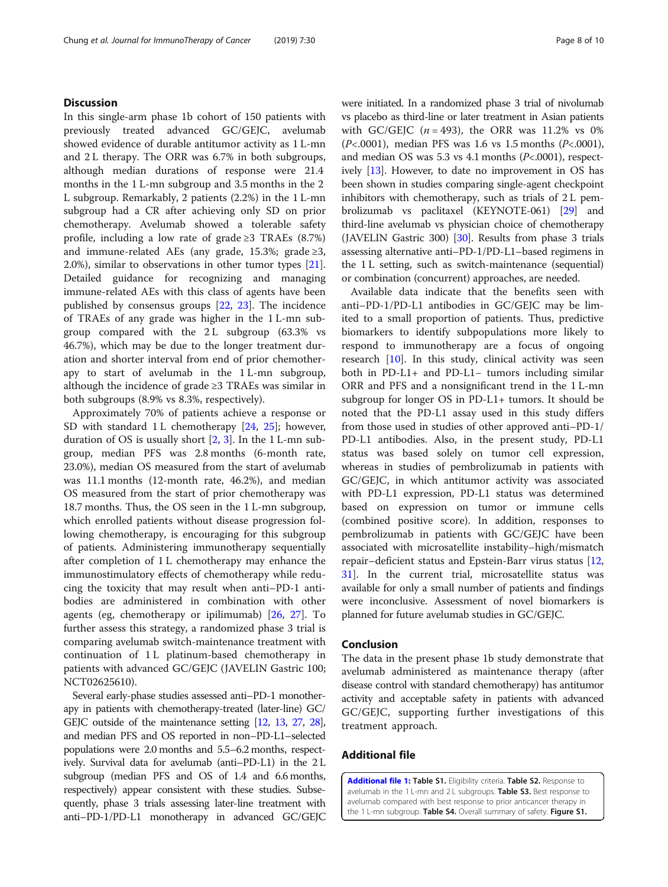## Discussion

In this single-arm phase 1b cohort of 150 patients with previously treated advanced GC/GEJC, avelumab showed evidence of durable antitumor activity as 1 L-mn and 2 L therapy. The ORR was 6.7% in both subgroups, although median durations of response were 21.4 months in the 1 L-mn subgroup and 3.5 months in the 2 L subgroup. Remarkably, 2 patients (2.2%) in the 1 L-mn subgroup had a CR after achieving only SD on prior chemotherapy. Avelumab showed a tolerable safety profile, including a low rate of grade ≥3 TRAEs (8.7%) and immune-related AEs (any grade, 15.3%; grade ≥3, 2.0%), similar to observations in other tumor types [21]. Detailed guidance for recognizing and managing immune-related AEs with this class of agents have been published by consensus groups [22, 23]. The incidence of TRAEs of any grade was higher in the 1 L-mn subgroup compared with the 2 L subgroup (63.3% vs 46.7%), which may be due to the longer treatment duration and shorter interval from end of prior chemotherapy to start of avelumab in the 1 L-mn subgroup, although the incidence of grade ≥3 TRAEs was similar in both subgroups (8.9% vs 8.3%, respectively).

Approximately 70% of patients achieve a response or SD with standard 1 L chemotherapy [24, 25]; however, duration of OS is usually short [2, 3]. In the 1 L-mn subgroup, median PFS was 2.8 months (6-month rate, 23.0%), median OS measured from the start of avelumab was 11.1 months (12-month rate, 46.2%), and median OS measured from the start of prior chemotherapy was 18.7 months. Thus, the OS seen in the 1 L-mn subgroup, which enrolled patients without disease progression following chemotherapy, is encouraging for this subgroup of patients. Administering immunotherapy sequentially after completion of 1 L chemotherapy may enhance the immunostimulatory effects of chemotherapy while reducing the toxicity that may result when anti–PD-1 antibodies are administered in combination with other agents (eg, chemotherapy or ipilimumab) [26, 27]. To further assess this strategy, a randomized phase 3 trial is comparing avelumab switch-maintenance treatment with continuation of 1 L platinum-based chemotherapy in patients with advanced GC/GEJC (JAVELIN Gastric 100; NCT02625610).

Several early-phase studies assessed anti–PD-1 monotherapy in patients with chemotherapy-treated (later-line) GC/GEJC outside of the maintenance setting [12, 13, 27, 28], and median PFS and OS reported in non–PD-L1–selected populations were 2.0 months and 5.5–6.2 months, respectively. Survival data for avelumab (anti–PD-L1) in the 2 L subgroup (median PFS and OS of 1.4 and 6.6 months, respectively) appear consistent with these studies. Subsequently, phase 3 trials assessing later-line treatment with anti–PD-1/PD-L1 monotherapy in advanced GC/GEJC were initiated. In a randomized phase 3 trial of nivolumab vs placebo as third-line or later treatment in Asian patients with GC/GEJC ($n = 493$), the ORR was 11.2% vs 0% ($P<.0001$), median PFS was 1.6 vs 1.5 months ($P<.0001$), and median OS was 5.3 vs 4.1 months ($P<.0001$), respectively [13]. However, to date no improvement in OS has been shown in studies comparing single-agent checkpoint inhibitors with chemotherapy, such as trials of 2 L pembrolizumab vs paclitaxel (KEYNOTE-061) [29] and third-line avelumab vs physician choice of chemotherapy (JAVELIN Gastric 300) [30]. Results from phase 3 trials assessing alternative anti–PD-1/PD-L1–based regimens in the 1 L setting, such as switch-maintenance (sequential) or combination (concurrent) approaches, are needed.

Available data indicate that the benefits seen with anti–PD-1/PD-L1 antibodies in GC/GEJC may be limited to a small proportion of patients. Thus, predictive biomarkers to identify subpopulations more likely to respond to immunotherapy are a focus of ongoing research [10]. In this study, clinical activity was seen both in PD-L1+ and PD-L1− tumors including similar ORR and PFS and a nonsignificant trend in the 1 L-mn subgroup for longer OS in PD-L1+ tumors. It should be noted that the PD-L1 assay used in this study differs from those used in studies of other approved anti–PD-1/PD-L1 antibodies. Also, in the present study, PD-L1 status was based solely on tumor cell expression, whereas in studies of pembrolizumab in patients with GC/GEJC, in which antitumor activity was associated with PD-L1 expression, PD-L1 status was determined based on expression on tumor or immune cells (combined positive score). In addition, responses to pembrolizumab in patients with GC/GEJC have been associated with microsatellite instability–high/mismatch repair–deficient status and Epstein-Barr virus status [12, 31]. In the current trial, microsatellite status was available for only a small number of patients and findings were inconclusive. Assessment of novel biomarkers is planned for future avelumab studies in GC/GEJC.

## Conclusion

The data in the present phase 1b study demonstrate that avelumab administered as maintenance therapy (after disease control with standard chemotherapy) has antitumor activity and acceptable safety in patients with advanced GC/GEJC, supporting further investigations of this treatment approach.

## Additional file

**Additional file 1: Table S1.** Eligibility criteria. **Table S2.** Response to avelumab in the 1 L-mn and 2 L subgroups. **Table S3.** Best response to avelumab compared with best response to prior anticancer therapy in the 1 L-mn subgroup. **Table S4.** Overall summary of safety. **Figure S1.**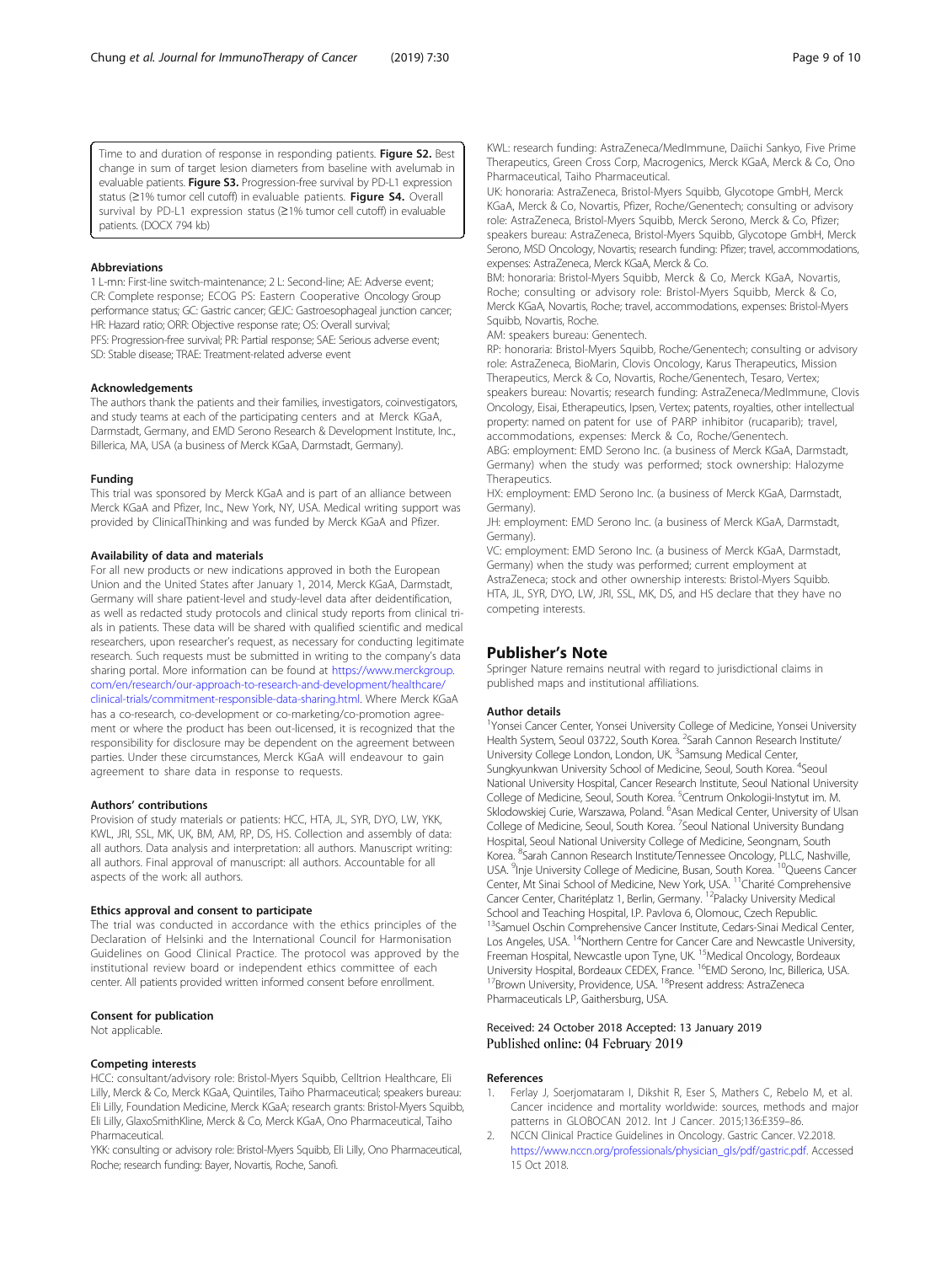Time to and duration of response in responding patients. **Figure S2.** Best change in sum of target lesion diameters from baseline with avelumab in evaluable patients. **Figure S3.** Progression-free survival by PD-L1 expression status (≥1% tumor cell cutoff) in evaluable patients. **Figure S4.** Overall survival by PD-L1 expression status (≥1% tumor cell cutoff) in evaluable patients. (DOCX 794 kb)

#### Abbreviations

1 L-mn: First-line switch-maintenance; 2 L: Second-line; AE: Adverse event; CR: Complete response; ECOG PS: Eastern Cooperative Oncology Group performance status; GC: Gastric cancer; GEJC: Gastroesophageal junction cancer; HR: Hazard ratio; ORR: Objective response rate; OS: Overall survival; PFS: Progression-free survival; PR: Partial response; SAE: Serious adverse event; SD: Stable disease; TRAE: Treatment-related adverse event

#### Acknowledgements

The authors thank the patients and their families, investigators, coinvestigators, and study teams at each of the participating centers and at Merck KGaA, Darmstadt, Germany, and EMD Serono Research & Development Institute, Inc., Billerica, MA, USA (a business of Merck KGaA, Darmstadt, Germany).

#### Funding

This trial was sponsored by Merck KGaA and is part of an alliance between Merck KGaA and Pfizer, Inc., New York, NY, USA. Medical writing support was provided by ClinicalThinking and was funded by Merck KGaA and Pfizer.

#### Availability of data and materials

For all new products or new indications approved in both the European Union and the United States after January 1, 2014, Merck KGaA, Darmstadt, Germany will share patient-level and study-level data after deidentification, as well as redacted study protocols and clinical study reports from clinical trials in patients. These data will be shared with qualified scientific and medical researchers, upon researcher's request, as necessary for conducting legitimate research. Such requests must be submitted in writing to the company's data sharing portal. More information can be found at https://www.merckgroup.com/en/research/our-approach-to-research-and-development/healthcare/clinical-trials/commitment-responsible-data-sharing.html. Where Merck KGaA has a co-research, co-development or co-marketing/co-promotion agreement or where the product has been out-licensed, it is recognized that the responsibility for disclosure may be dependent on the agreement between parties. Under these circumstances, Merck KGaA will endeavour to gain agreement to share data in response to requests.

#### Authors' contributions

Provision of study materials or patients: HCC, HTA, JL, SYR, DYO, LW, YKK, KWL, JRI, SSL, MK, UK, BM, AM, RP, DS, HS. Collection and assembly of data: all authors. Data analysis and interpretation: all authors. Manuscript writing: all authors. Final approval of manuscript: all authors. Accountable for all aspects of the work: all authors.

#### Ethics approval and consent to participate

The trial was conducted in accordance with the ethics principles of the Declaration of Helsinki and the International Council for Harmonisation Guidelines on Good Clinical Practice. The protocol was approved by the institutional review board or independent ethics committee of each center. All patients provided written informed consent before enrollment.

#### Consent for publication

Not applicable.

#### Competing interests

HCC: consultant/advisory role: Bristol-Myers Squibb, Celltrion Healthcare, Eli Lilly, Merck & Co, Merck KGaA, Quintiles, Taiho Pharmaceutical; speakers bureau: Eli Lilly, Foundation Medicine, Merck KGaA; research grants: Bristol-Myers Squibb, Eli Lilly, GlaxoSmithKline, Merck & Co, Merck KGaA, Ono Pharmaceutical, Taiho Pharmaceutical.
YKK: consulting or advisory role: Bristol-Myers Squibb, Eli Lilly, Ono Pharmaceutical, Roche; research funding: Bayer, Novartis, Roche, Sanofi.
KWL: research funding: AstraZeneca/MedImmune, Daiichi Sankyo, Five Prime Therapeutics, Green Cross Corp, Macrogenics, Merck KGaA, Merck & Co, Ono Pharmaceutical, Taiho Pharmaceutical.
UK: honoraria: AstraZeneca, Bristol-Myers Squibb, Glycotope GmbH, Merck KGaA, Merck & Co, Novartis, Pfizer, Roche/Genentech; consulting or advisory role: AstraZeneca, Bristol-Myers Squibb, Merck Serono, Merck & Co, Pfizer; speakers bureau: AstraZeneca, Bristol-Myers Squibb, Glycotope GmbH, Merck Serono, MSD Oncology, Novartis; research funding: Pfizer; travel, accommodations, expenses: AstraZeneca, Merck KGaA, Merck & Co.
BM: honoraria: Bristol-Myers Squibb, Merck & Co, Merck KGaA, Novartis, Roche; consulting or advisory role: Bristol-Myers Squibb, Merck & Co, Merck KGaA, Novartis, Roche; travel, accommodations, expenses: Bristol-Myers Squibb, Novartis, Roche.
AM: speakers bureau: Genentech.
RP: honoraria: Bristol-Myers Squibb, Roche/Genentech; consulting or advisory role: AstraZeneca, BioMarin, Clovis Oncology, Karus Therapeutics, Mission Therapeutics, Merck & Co, Novartis, Roche/Genentech, Tesaro, Vertex; speakers bureau: Novartis; research funding: AstraZeneca/MedImmune, Clovis Oncology, Eisai, Etherapeutics, Ipsen, Vertex; patents, royalties, other intellectual property: named on patent for use of PARP inhibitor (rucaparib); travel, accommodations, expenses: Merck & Co, Roche/Genentech.
ABG: employment: EMD Serono Inc. (a business of Merck KGaA, Darmstadt, Germany) when the study was performed; stock ownership: Halozyme Therapeutics.
HX: employment: EMD Serono Inc. (a business of Merck KGaA, Darmstadt, Germany).
JH: employment: EMD Serono Inc. (a business of Merck KGaA, Darmstadt, Germany).
VC: employment: EMD Serono Inc. (a business of Merck KGaA, Darmstadt, Germany) when the study was performed; current employment at AstraZeneca; stock and other ownership interests: Bristol-Myers Squibb.
HTA, JL, SYR, DYO, LW, JRI, SSL, MK, DS, and HS declare that they have no competing interests.

## Publisher's Note

Springer Nature remains neutral with regard to jurisdictional claims in published maps and institutional affiliations.

#### Author details

[1]Yonsei Cancer Center, Yonsei University College of Medicine, Yonsei University Health System, Seoul 03722, South Korea. [2]Sarah Cannon Research Institute/University College London, London, UK. [3]Samsung Medical Center, Sungkyunkwan University School of Medicine, Seoul, South Korea. [4]Seoul National University Hospital, Cancer Research Institute, Seoul National University College of Medicine, Seoul, South Korea. [5]Centrum Onkologii-Instytut im. M. Sklodowskiej Curie, Warszawa, Poland. [6]Asan Medical Center, University of Ulsan College of Medicine, Seoul, South Korea. [7]Seoul National University Bundang Hospital, Seoul National University College of Medicine, Seongnam, South Korea. [8]Sarah Cannon Research Institute/Tennessee Oncology, PLLC, Nashville, USA. [9]Inje University College of Medicine, Busan, South Korea. [10]Queens Cancer Center, Mt Sinai School of Medicine, New York, USA. [11]Charité Comprehensive Cancer Center, Chariteplatz 1, Berlin, Germany. [12]Palacky University Medical School and Teaching Hospital, I.P. Pavlova 6, Olomouc, Czech Republic. [13]Samuel Oschin Comprehensive Cancer Institute, Cedars-Sinai Medical Center, Los Angeles, USA. [14]Northern Centre for Cancer Care and Newcastle University, Freeman Hospital, Newcastle upon Tyne, UK. [15]Medical Oncology, Bordeaux University Hospital, Bordeaux CEDEX, France. [16]EMD Serono, Inc, Billerica, USA. [17]Brown University, Providence, USA. [18]Present address: AstraZeneca Pharmaceuticals LP, Gaithersburg, USA.

Received: 24 October 2018 Accepted: 13 January 2019
Published online: 04 February 2019

#### References

1. Ferlay J, Soerjomataram I, Dikshit R, Eser S, Mathers C, Rebelo M, et al. Cancer incidence and mortality worldwide: sources, methods and major patterns in GLOBOCAN 2012. Int J Cancer. 2015;136:E359–86.
2. NCCN Clinical Practice Guidelines in Oncology. Gastric Cancer. V2.2018. https://www.nccn.org/professionals/physician_gls/pdf/gastric.pdf. Accessed 15 Oct 2018.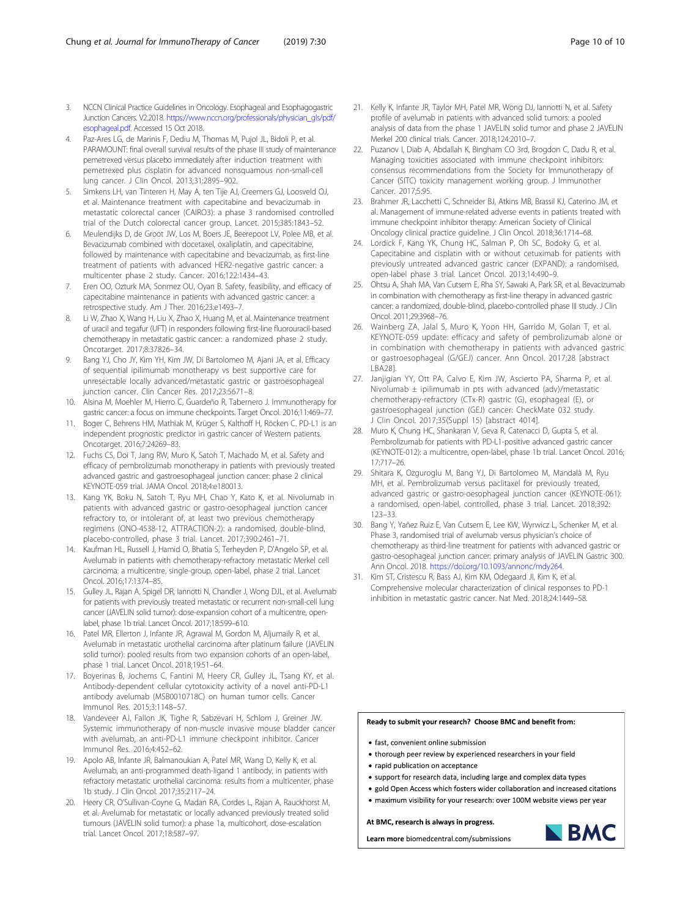3. NCCN Clinical Practice Guidelines in Oncology. Esophageal and Esophagogastric Junction Cancers. V2.2018. https://www.nccn.org/professionals/physician_gls/pdf/esophageal.pdf. Accessed 15 Oct 2018.
4. Paz-Ares LG, de Marinis F, Dediu M, Thomas M, Pujol JL, Bidoli P, et al. PARAMOUNT: final overall survival results of the phase III study of maintenance pemetrexed versus placebo immediately after induction treatment with pemetrexed plus cisplatin for advanced nonsquamous non-small-cell lung cancer. J Clin Oncol. 2013;31:2895–902.
5. Simkens LH, van Tinteren H, May A, ten Tije AJ, Creemers GJ, Loosveld OJ, et al. Maintenance treatment with capecitabine and bevacizumab in metastatic colorectal cancer (CAIRO3): a phase 3 randomised controlled trial of the Dutch colorectal cancer group. Lancet. 2015;385:1843–52.
6. Meulendijks D, de Groot JW, Los M, Boers JE, Beerepoot LV, Polee MB, et al. Bevacizumab combined with docetaxel, oxaliplatin, and capecitabine, followed by maintenance with capecitabine and bevacizumab, as first-line treatment of patients with advanced HER2-negative gastric cancer: a multicenter phase 2 study. Cancer. 2016;122:1434–43.
7. Eren OO, Ozturk MA, Sonmez OU, Oyan B. Safety, feasibility, and efficacy of capecitabine maintenance in patients with advanced gastric cancer: a retrospective study. Am J Ther. 2016;23:e1493–7.
8. Li W, Zhao X, Wang H, Liu X, Zhao X, Huang M, et al. Maintenance treatment of uracil and tegafur (UFT) in responders following first-line fluorouracil-based chemotherapy in metastatic gastric cancer: a randomized phase 2 study. Oncotarget. 2017;8:37826–34.
9. Bang YJ, Cho JY, Kim YH, Kim JW, Di Bartolomeo M, Ajani JA, et al. Efficacy of sequential ipilimumab monotherapy vs best supportive care for unresectable locally advanced/metastatic gastric or gastroesophageal junction cancer. Clin Cancer Res. 2017;23:5671–8.
10. Alsina M, Moehler M, Hierro C, Guardeño R, Tabernero J. Immunotherapy for gastric cancer: a focus on immune checkpoints. Target Oncol. 2016;11:469–77.
11. Boger C, Behrens HM, Mathiak M, Krüger S, Kalthoff H, Röcken C. PD-L1 is an independent prognostic predictor in gastric cancer of Western patients. Oncotarget. 2016;7:24269–83.
12. Fuchs CS, Doi T, Jang RW, Muro K, Satoh T, Machado M, et al. Safety and efficacy of pembrolizumab monotherapy in patients with previously treated advanced gastric and gastroesophageal junction cancer: phase 2 clinical KEYNOTE-059 trial. JAMA Oncol. 2018;4:e180013.
13. Kang YK, Boku N, Satoh T, Ryu MH, Chao Y, Kato K, et al. Nivolumab in patients with advanced gastric or gastro-oesophageal junction cancer refractory to, or intolerant of, at least two previous chemotherapy regimens (ONO-4538-12, ATTRACTION-2): a randomised, double-blind, placebo-controlled, phase 3 trial. Lancet. 2017;390:2461–71.
14. Kaufman HL, Russell J, Hamid O, Bhatia S, Terheyden P, D'Angelo SP, et al. Avelumab in patients with chemotherapy-refractory metastatic Merkel cell carcinoma: a multicentre, single-group, open-label, phase 2 trial. Lancet Oncol. 2016;17:1374–85.
15. Gulley JL, Rajan A, Spigel DR, Iannotti N, Chandler J, Wong DJL, et al. Avelumab for patients with previously treated metastatic or recurrent non-small-cell lung cancer (JAVELIN solid tumor): dose-expansion cohort of a multicentre, open-label, phase 1b trial. Lancet Oncol. 2017;18:599–610.
16. Patel MR, Ellerton J, Infante JR, Agrawal M, Gordon M, Aljumaily R, et al. Avelumab in metastatic urothelial carcinoma after platinum failure (JAVELIN solid tumor): pooled results from two expansion cohorts of an open-label, phase 1 trial. Lancet Oncol. 2018;19:51–64.
17. Boyerinas B, Jochems C, Fantini M, Heery CR, Gulley JL, Tsang KY, et al. Antibody-dependent cellular cytotoxicity activity of a novel anti-PD-L1 antibody avelumab (MSB0010718C) on human tumor cells. Cancer Immunol Res. 2015;3:1148–57.
18. Vandeveer AJ, Fallon JK, Tighe R, Sabzevari H, Schlom J, Greiner JW. Systemic immunotherapy of non-muscle invasive mouse bladder cancer with avelumab, an anti-PD-L1 immune checkpoint inhibitor. Cancer Immunol Res. 2016;4:452–62.
19. Apolo AB, Infante JR, Balmanoukian A, Patel MR, Wang D, Kelly K, et al. Avelumab, an anti-programmed death-ligand 1 antibody, in patients with refractory metastatic urothelial carcinoma: results from a multicenter, phase 1b study. J Clin Oncol. 2017;35:2117–24.
20. Heery CR, O'Sullivan-Coyne G, Madan RA, Cordes L, Rajan A, Rauckhorst M, et al. Avelumab for metastatic or locally advanced previously treated solid tumours (JAVELIN solid tumor): a phase 1a, multicohort, dose-escalation trial. Lancet Oncol. 2017;18:587–97.
21. Kelly K, Infante JR, Taylor MH, Patel MR, Wong DJ, Iannotti N, et al. Safety profile of avelumab in patients with advanced solid tumors: a pooled analysis of data from the phase 1 JAVELIN solid tumor and phase 2 JAVELIN Merkel 200 clinical trials. Cancer. 2018;124:2010–7.
22. Puzanov I, Diab A, Abdallah K, Bingham CO 3rd, Brogdon C, Dadu R, et al. Managing toxicities associated with immune checkpoint inhibitors: consensus recommendations from the Society for Immunotherapy of Cancer (SITC) toxicity management working group. J Immunother Cancer. 2017;5:95.
23. Brahmer JR, Lacchetti C, Schneider BJ, Atkins MB, Brassil KJ, Caterino JM, et al. Management of immune-related adverse events in patients treated with immune checkpoint inhibitor therapy: American Society of Clinical Oncology clinical practice guideline. J Clin Oncol. 2018;36:1714–68.
24. Lordick F, Kang YK, Chung HC, Salman P, Oh SC, Bodoky G, et al. Capecitabine and cisplatin with or without cetuximab for patients with previously untreated advanced gastric cancer (EXPAND): a randomised, open-label phase 3 trial. Lancet Oncol. 2013;14:490–9.
25. Ohtsu A, Shah MA, Van Cutsem E, Rha SY, Sawaki A, Park SR, et al. Bevacizumab in combination with chemotherapy as first-line therapy in advanced gastric cancer: a randomized, double-blind, placebo-controlled phase III study. J Clin Oncol. 2011;29:3968–76.
26. Wainberg ZA, Jalal S, Muro K, Yoon HH, Garrido M, Golan T, et al. KEYNOTE-059 update: efficacy and safety of pembrolizumab alone or in combination with chemotherapy in patients with advanced gastric or gastroesophageal (G/GEJ) cancer. Ann Oncol. 2017;28 [abstract LBA28].
27. Janjigian YY, Ott PA, Calvo E, Kim JW, Ascierto PA, Sharma P, et al. Nivolumab ± ipilimumab in pts with advanced (adv)/metastatic chemotherapy-refractory (CTx-R) gastric (G), esophageal (E), or gastroesophageal junction (GEJ) cancer: CheckMate 032 study. J Clin Oncol. 2017;35(Suppl 15) [abstract 4014].
28. Muro K, Chung HC, Shankaran V, Geva R, Catenacci D, Gupta S, et al. Pembrolizumab for patients with PD-L1-positive advanced gastric cancer (KEYNOTE-012): a multicentre, open-label, phase 1b trial. Lancet Oncol. 2016;17:717–26.
29. Shitara K, Ozguroglu M, Bang YJ, Di Bartolomeo M, Mandalà M, Ryu MH, et al. Pembrolizumab versus paclitaxel for previously treated, advanced gastric or gastro-oesophageal junction cancer (KEYNOTE-061): a randomised, open-label, controlled, phase 3 trial. Lancet. 2018;392:123–33.
30. Bang YJ, Yañez Ruiz E, Van Cutsem E, Lee KW, Wyrwicz L, Schenker M, et al. Phase 3, randomised trial of avelumab versus physician's choice of chemotherapy as third-line treatment for patients with advanced gastric or gastro-oesophageal junction cancer: primary analysis of JAVELIN Gastric 300. Ann Oncol. 2018. https://doi.org/10.1093/annonc/mdy264.
31. Kim ST, Cristescu R, Bass AJ, Kim KM, Odegaard JI, Kim K, et al. Comprehensive molecular characterization of clinical responses to PD-1 inhibition in metastatic gastric cancer. Nat Med. 2018;24:1449–58.

**Ready to submit your research? Choose BMC and benefit from:**

- fast, convenient online submission
- thorough peer review by experienced researchers in your field
- rapid publication on acceptance
- support for research data, including large and complex data types
- gold Open Access which fosters wider collaboration and increased citations
- maximum visibility for your research: over 100M website views per year

**At BMC, research is always in progress.**

**Learn more** biomedcentral.com/submissions

BMC